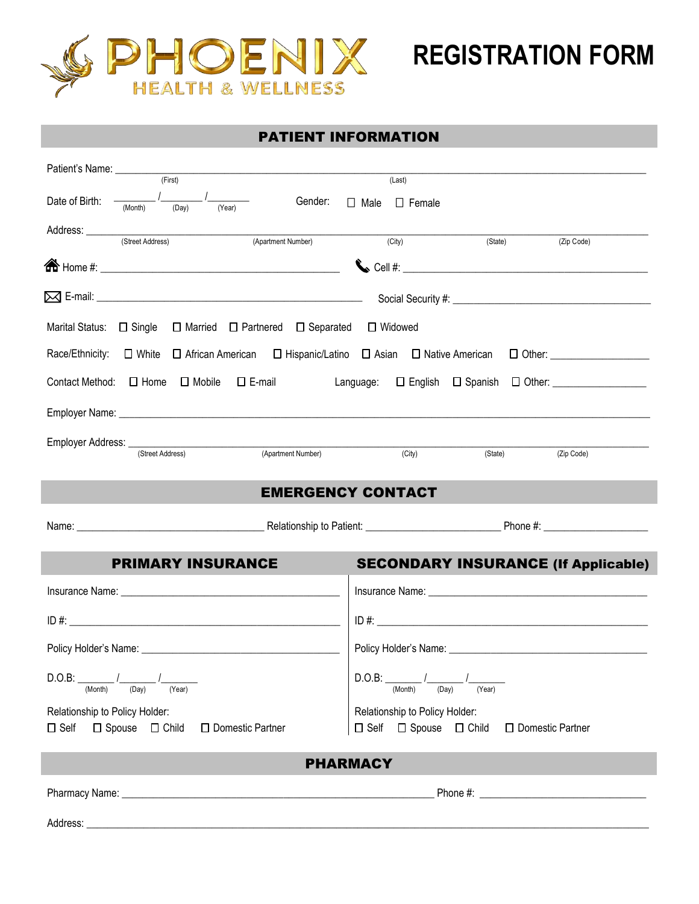# PHOENIX HEALTH & WELLNESS

# REGISTRATION FORM

## PATIENT INFORMATION

Patient's Name: ______________________________________________
(First) (Last)

Date of Birth: ______ /______ /______ (Month) (Day) (Year) Gender: ☐ Male ☐ Female

Address: ______________________________________________
(Street Address) (Apartment Number) (City) (State) (Zip Code)

Home #: ______________________ Cell #: ______________________

E-mail: ______________________ Social Security #: ______________________

Marital Status: ☐ Single ☐ Married ☐ Partnered ☐ Separated ☐ Widowed

Race/Ethnicity: ☐ White ☐ African American ☐ Hispanic/Latino ☐ Asian ☐ Native American ☐ Other: ____________

Contact Method: ☐ Home ☐ Mobile ☐ E-mail Language: ☐ English ☐ Spanish ☐ Other: ____________

Employer Name: ______________________________________________

Employer Address: ______________________________________________
(Street Address) (Apartment Number) (City) (State) (Zip Code)

## EMERGENCY CONTACT

Name: ____________________ Relationship to Patient: ____________________ Phone #: ____________________

## PRIMARY INSURANCE

Insurance Name: ______________________________

ID #: ______________________________

Policy Holder's Name: ______________________________

D.O.B: ______ /______ /______ (Month) (Day) (Year)

Relationship to Policy Holder:
☐ Self ☐ Spouse ☐ Child ☐ Domestic Partner

## SECONDARY INSURANCE (If Applicable)

Insurance Name: ______________________________

ID #: ______________________________

Policy Holder's Name: ______________________________

D.O.B: ______ /______ /______ (Month) (Day) (Year)

Relationship to Policy Holder:
☐ Self ☐ Spouse ☐ Child ☐ Domestic Partner

## PHARMACY

Pharmacy Name: ______________________________ Phone #: ____________________

Address: ______________________________________________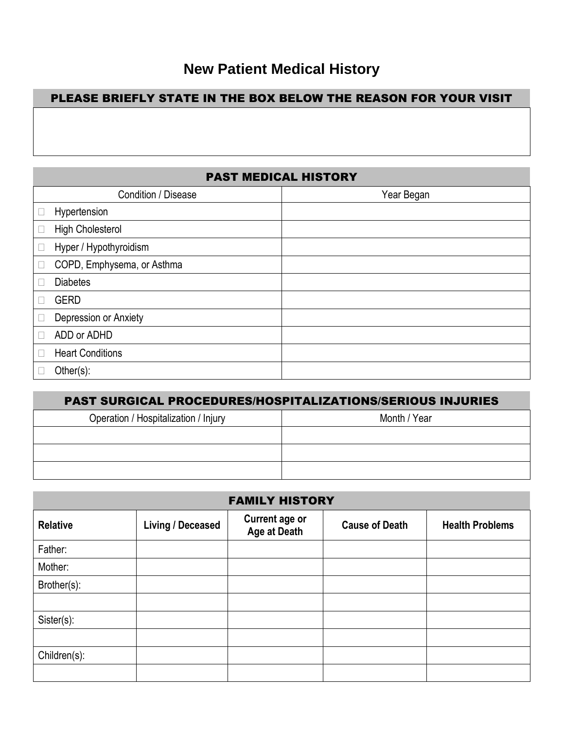# New Patient Medical History

## PLEASE BRIEFLY STATE IN THE BOX BELOW THE REASON FOR YOUR VISIT

| |
|---|
| |

## PAST MEDICAL HISTORY

| Condition / Disease | Year Began |
|---|---|
| ☐ Hypertension | |
| ☐ High Cholesterol | |
| ☐ Hyper / Hypothyroidism | |
| ☐ COPD, Emphysema, or Asthma | |
| ☐ Diabetes | |
| ☐ GERD | |
| ☐ Depression or Anxiety | |
| ☐ ADD or ADHD | |
| ☐ Heart Conditions | |
| ☐ Other(s): | |

## PAST SURGICAL PROCEDURES/HOSPITALIZATIONS/SERIOUS INJURIES

| Operation / Hospitalization / Injury | Month / Year |
|---|---|
| | |
| | |
| | |

## FAMILY HISTORY

| **Relative** | **Living / Deceased** | **Current age or Age at Death** | **Cause of Death** | **Health Problems** |
|---|---|---|---|---|
| Father: | | | | |
| Mother: | | | | |
| Brother(s): | | | | |
| | | | | |
| Sister(s): | | | | |
| | | | | |
| Children(s): | | | | |
| | | | | |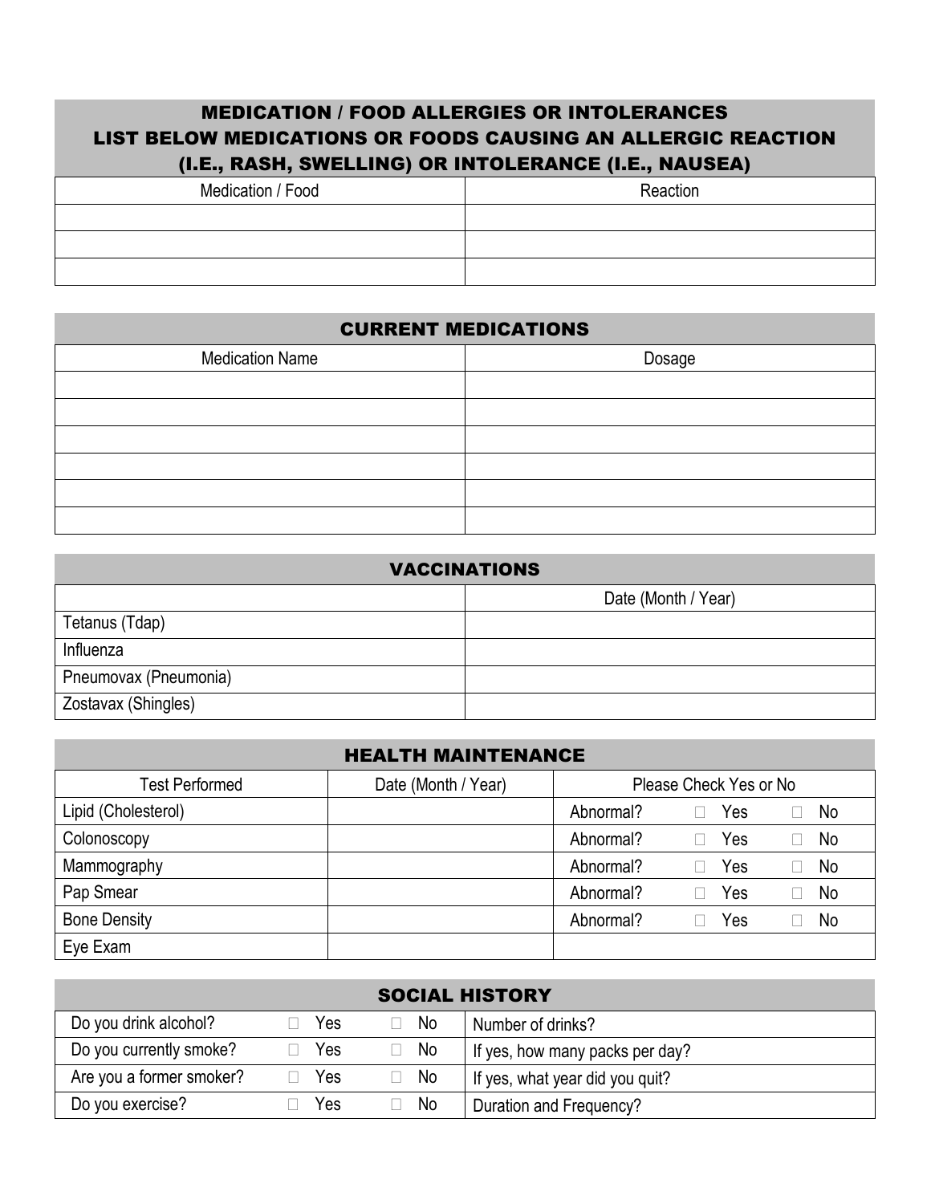## MEDICATION / FOOD ALLERGIES OR INTOLERANCES LIST BELOW MEDICATIONS OR FOODS CAUSING AN ALLERGIC REACTION (I.E., RASH, SWELLING) OR INTOLERANCE (I.E., NAUSEA)

| Medication / Food | Reaction |
|---|---|
| | |
| | |
| | |

## CURRENT MEDICATIONS

| Medication Name | Dosage |
|---|---|
| | |
| | |
| | |
| | |
| | |
| | |

## VACCINATIONS

| | Date (Month / Year) |
|---|---|
| Tetanus (Tdap) | |
| Influenza | |
| Pneumovax (Pneumonia) | |
| Zostavax (Shingles) | |

## HEALTH MAINTENANCE

| Test Performed | Date (Month / Year) | Please Check Yes or No |
|---|---|---|
| Lipid (Cholesterol) | | Abnormal? ☐ Yes ☐ No |
| Colonoscopy | | Abnormal? ☐ Yes ☐ No |
| Mammography | | Abnormal? ☐ Yes ☐ No |
| Pap Smear | | Abnormal? ☐ Yes ☐ No |
| Bone Density | | Abnormal? ☐ Yes ☐ No |
| Eye Exam | | |

## SOCIAL HISTORY

| | | | |
|---|---|---|---|
| Do you drink alcohol? | ☐ Yes | ☐ No | Number of drinks? |
| Do you currently smoke? | ☐ Yes | ☐ No | If yes, how many packs per day? |
| Are you a former smoker? | ☐ Yes | ☐ No | If yes, what year did you quit? |
| Do you exercise? | ☐ Yes | ☐ No | Duration and Frequency? |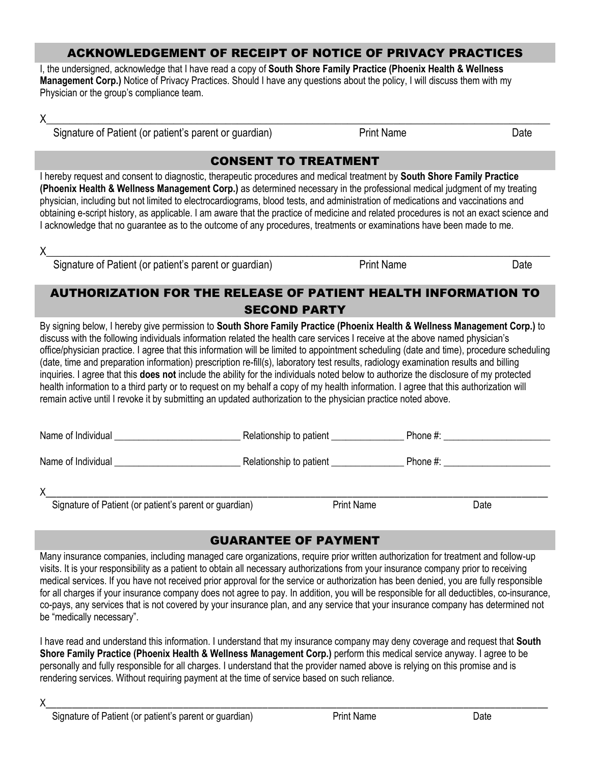## ACKNOWLEDGEMENT OF RECEIPT OF NOTICE OF PRIVACY PRACTICES

I, the undersigned, acknowledge that I have read a copy of **South Shore Family Practice (Phoenix Health & Wellness Management Corp.)** Notice of Privacy Practices. Should I have any questions about the policy, I will discuss them with my Physician or the group's compliance team.

X_______________________________________________________________________________________

Signature of Patient (or patient's parent or guardian) Print Name Date

## CONSENT TO TREATMENT

I hereby request and consent to diagnostic, therapeutic procedures and medical treatment by **South Shore Family Practice (Phoenix Health & Wellness Management Corp.)** as determined necessary in the professional medical judgment of my treating physician, including but not limited to electrocardiograms, blood tests, and administration of medications and vaccinations and obtaining e-script history, as applicable. I am aware that the practice of medicine and related procedures is not an exact science and I acknowledge that no guarantee as to the outcome of any procedures, treatments or examinations have been made to me.

X_______________________________________________________________________________________

Signature of Patient (or patient's parent or guardian) Print Name Date

## AUTHORIZATION FOR THE RELEASE OF PATIENT HEALTH INFORMATION TO SECOND PARTY

By signing below, I hereby give permission to **South Shore Family Practice (Phoenix Health & Wellness Management Corp.)** to discuss with the following individuals information related the health care services I receive at the above named physician's office/physician practice. I agree that this information will be limited to appointment scheduling (date and time), procedure scheduling (date, time and preparation information) prescription re-fill(s), laboratory test results, radiology examination results and billing inquiries. I agree that this **does not** include the ability for the individuals noted below to authorize the disclosure of my protected health information to a third party or to request on my behalf a copy of my health information. I agree that this authorization will remain active until I revoke it by submitting an updated authorization to the physician practice noted above.

Name of Individual _________________________ Relationship to patient _______________ Phone #: ______________________

Name of Individual _________________________ Relationship to patient _______________ Phone #: ______________________

X_______________________________________________________________________________________

Signature of Patient (or patient's parent or guardian) Print Name Date

## GUARANTEE OF PAYMENT

Many insurance companies, including managed care organizations, require prior written authorization for treatment and follow-up visits. It is your responsibility as a patient to obtain all necessary authorizations from your insurance company prior to receiving medical services. If you have not received prior approval for the service or authorization has been denied, you are fully responsible for all charges if your insurance company does not agree to pay. In addition, you will be responsible for all deductibles, co-insurance, co-pays, any services that is not covered by your insurance plan, and any service that your insurance company has determined not be "medically necessary".

I have read and understand this information. I understand that my insurance company may deny coverage and request that **South Shore Family Practice (Phoenix Health & Wellness Management Corp.)** perform this medical service anyway. I agree to be personally and fully responsible for all charges. I understand that the provider named above is relying on this promise and is rendering services. Without requiring payment at the time of service based on such reliance.

X_______________________________________________________________________________________

Signature of Patient (or patient's parent or guardian) Print Name Date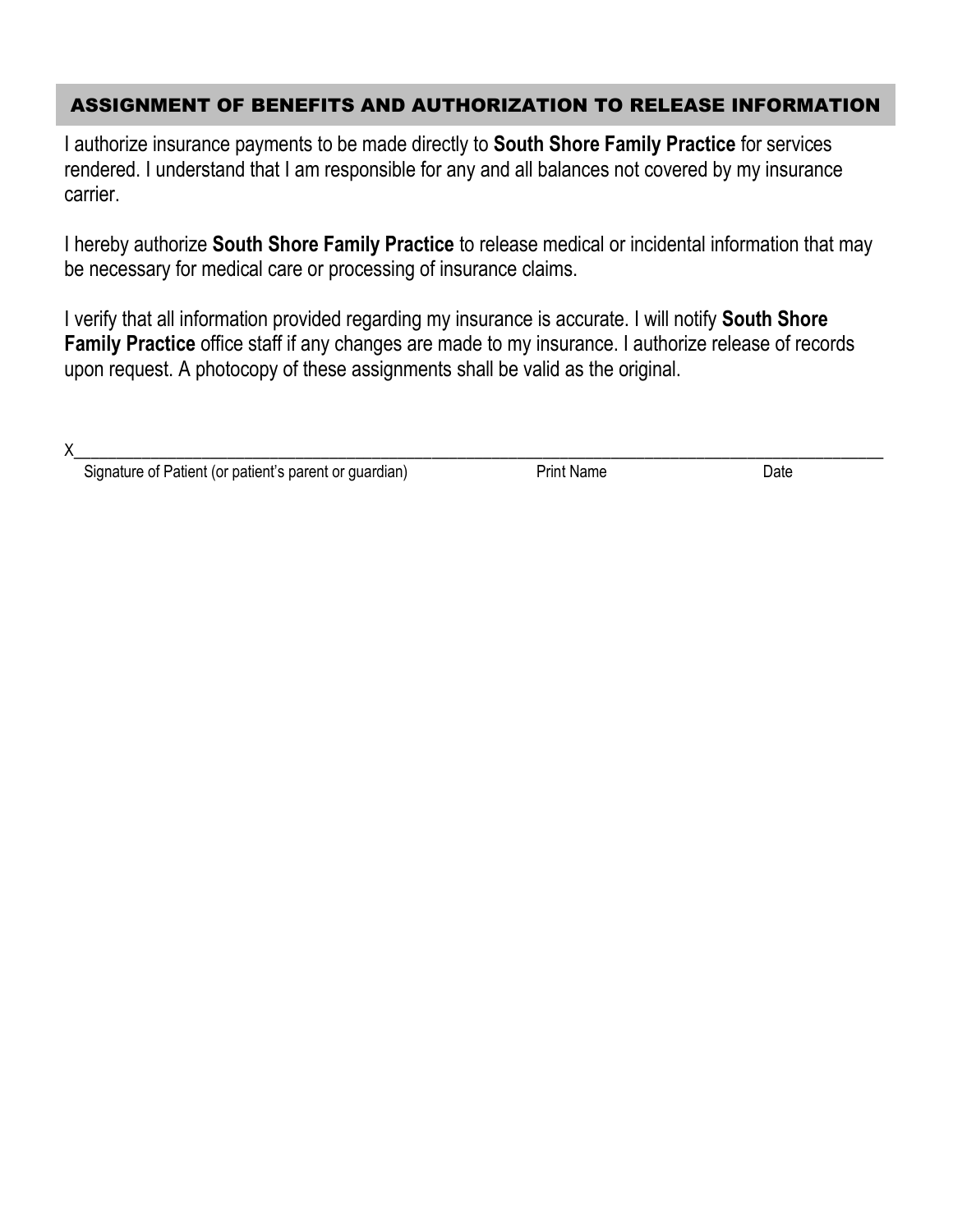## ASSIGNMENT OF BENEFITS AND AUTHORIZATION TO RELEASE INFORMATION

I authorize insurance payments to be made directly to **South Shore Family Practice** for services rendered. I understand that I am responsible for any and all balances not covered by my insurance carrier.

I hereby authorize **South Shore Family Practice** to release medical or incidental information that may be necessary for medical care or processing of insurance claims.

I verify that all information provided regarding my insurance is accurate. I will notify **South Shore Family Practice** office staff if any changes are made to my insurance. I authorize release of records upon request. A photocopy of these assignments shall be valid as the original.

X_____________________________________________________________________________________

Signature of Patient (or patient's parent or guardian) Print Name Date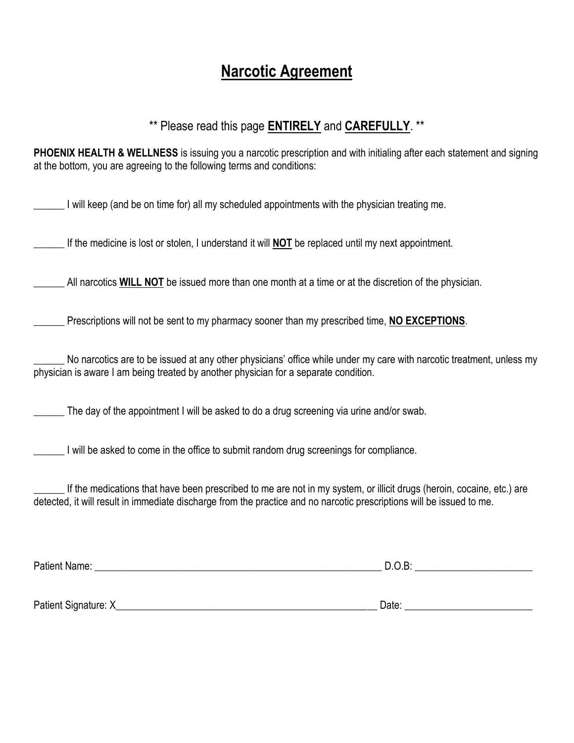# Narcotic Agreement

\*\* Please read this page **ENTIRELY** and **CAREFULLY**. \*\*

**PHOENIX HEALTH & WELLNESS** is issuing you a narcotic prescription and with initialing after each statement and signing at the bottom, you are agreeing to the following terms and conditions:

______ I will keep (and be on time for) all my scheduled appointments with the physician treating me.

______ If the medicine is lost or stolen, I understand it will **NOT** be replaced until my next appointment.

______ All narcotics **WILL NOT** be issued more than one month at a time or at the discretion of the physician.

______ Prescriptions will not be sent to my pharmacy sooner than my prescribed time, **NO EXCEPTIONS**.

______ No narcotics are to be issued at any other physicians' office while under my care with narcotic treatment, unless my physician is aware I am being treated by another physician for a separate condition.

______ The day of the appointment I will be asked to do a drug screening via urine and/or swab.

______ I will be asked to come in the office to submit random drug screenings for compliance.

______ If the medications that have been prescribed to me are not in my system, or illicit drugs (heroin, cocaine, etc.) are detected, it will result in immediate discharge from the practice and no narcotic prescriptions will be issued to me.

Patient Name: ____________________________________________ D.O.B: ____________________

Patient Signature: X________________________________________ Date: ____________________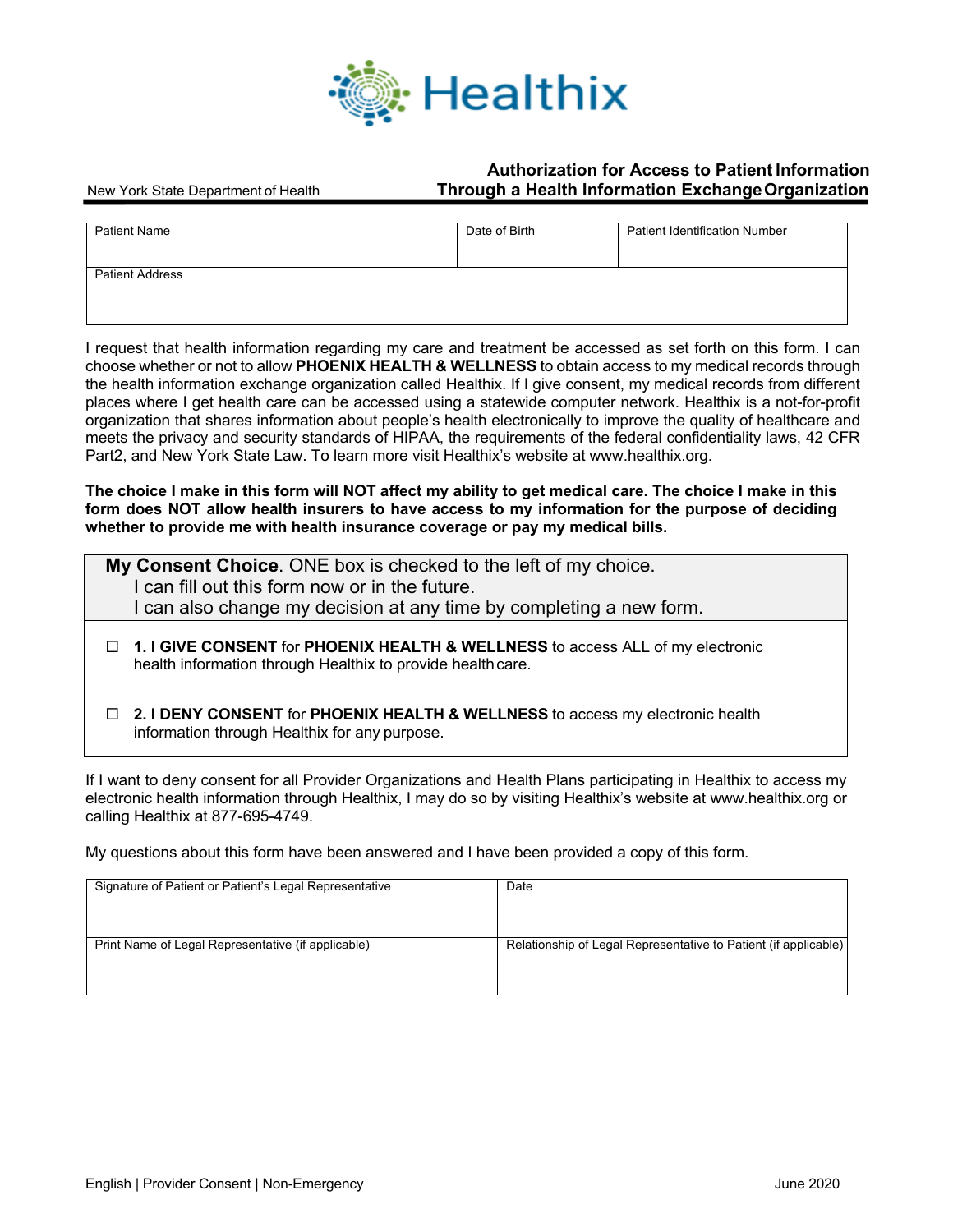Healthix

New York State Department of Health

## Authorization for Access to Patient Information Through a Health Information Exchange Organization

| Patient Name | Date of Birth | Patient Identification Number |
|---|---|---|
| Patient Address | | |

I request that health information regarding my care and treatment be accessed as set forth on this form. I can choose whether or not to allow **PHOENIX HEALTH & WELLNESS** to obtain access to my medical records through the health information exchange organization called Healthix. If I give consent, my medical records from different places where I get health care can be accessed using a statewide computer network. Healthix is a not-for-profit organization that shares information about people's health electronically to improve the quality of healthcare and meets the privacy and security standards of HIPAA, the requirements of the federal confidentiality laws, 42 CFR Part2, and New York State Law. To learn more visit Healthix's website at www.healthix.org.

**The choice I make in this form will NOT affect my ability to get medical care. The choice I make in this form does NOT allow health insurers to have access to my information for the purpose of deciding whether to provide me with health insurance coverage or pay my medical bills.**

**My Consent Choice**. ONE box is checked to the left of my choice.
I can fill out this form now or in the future.
I can also change my decision at any time by completing a new form.

☐ **1. I GIVE CONSENT** for **PHOENIX HEALTH & WELLNESS** to access ALL of my electronic health information through Healthix to provide health care.

☐ **2. I DENY CONSENT** for **PHOENIX HEALTH & WELLNESS** to access my electronic health information through Healthix for any purpose.

If I want to deny consent for all Provider Organizations and Health Plans participating in Healthix to access my electronic health information through Healthix, I may do so by visiting Healthix's website at www.healthix.org or calling Healthix at 877-695-4749.

My questions about this form have been answered and I have been provided a copy of this form.

| Signature of Patient or Patient's Legal Representative | Date |
|---|---|
| Print Name of Legal Representative (if applicable) | Relationship of Legal Representative to Patient (if applicable) |

English | Provider Consent | Non-Emergency June 2020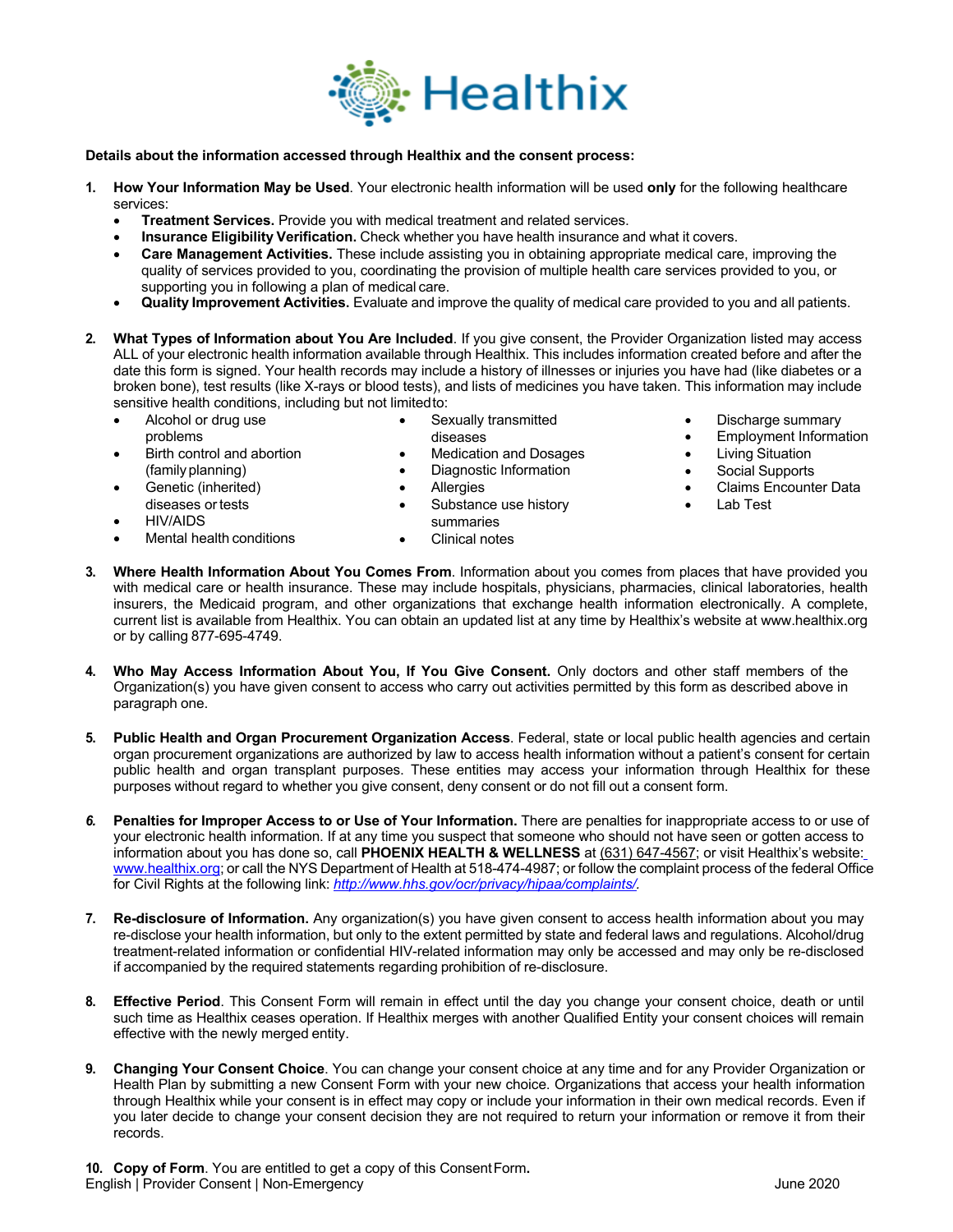# Healthix

**Details about the information accessed through Healthix and the consent process:**

1. **How Your Information May be Used**. Your electronic health information will be used **only** for the following healthcare services:
   - **Treatment Services.** Provide you with medical treatment and related services.
   - **Insurance Eligibility Verification.** Check whether you have health insurance and what it covers.
   - **Care Management Activities.** These include assisting you in obtaining appropriate medical care, improving the quality of services provided to you, coordinating the provision of multiple health care services provided to you, or supporting you in following a plan of medical care.
   - **Quality Improvement Activities.** Evaluate and improve the quality of medical care provided to you and all patients.

2. **What Types of Information about You Are Included**. If you give consent, the Provider Organization listed may access ALL of your electronic health information available through Healthix. This includes information created before and after the date this form is signed. Your health records may include a history of illnesses or injuries you have had (like diabetes or a broken bone), test results (like X-rays or blood tests), and lists of medicines you have taken. This information may include sensitive health conditions, including but not limited to:
   - Alcohol or drug use problems
   - Birth control and abortion (family planning)
   - Genetic (inherited) diseases or tests
   - HIV/AIDS
   - Mental health conditions
   - Sexually transmitted diseases
   - Medication and Dosages
   - Diagnostic Information
   - Allergies
   - Substance use history summaries
   - Clinical notes
   - Discharge summary
   - Employment Information
   - Living Situation
   - Social Supports
   - Claims Encounter Data
   - Lab Test

3. **Where Health Information About You Comes From**. Information about you comes from places that have provided you with medical care or health insurance. These may include hospitals, physicians, pharmacies, clinical laboratories, health insurers, the Medicaid program, and other organizations that exchange health information electronically. A complete, current list is available from Healthix. You can obtain an updated list at any time by Healthix's website at www.healthix.org or by calling 877-695-4749.

4. **Who May Access Information About You, If You Give Consent.** Only doctors and other staff members of the Organization(s) you have given consent to access who carry out activities permitted by this form as described above in paragraph one.

5. **Public Health and Organ Procurement Organization Access**. Federal, state or local public health agencies and certain organ procurement organizations are authorized by law to access health information without a patient's consent for certain public health and organ transplant purposes. These entities may access your information through Healthix for these purposes without regard to whether you give consent, deny consent or do not fill out a consent form.

6. **Penalties for Improper Access to or Use of Your Information.** There are penalties for inappropriate access to or use of your electronic health information. If at any time you suspect that someone who should not have seen or gotten access to information about you has done so, call **PHOENIX HEALTH & WELLNESS** at (631) 647-4567; or visit Healthix's website: www.healthix.org; or call the NYS Department of Health at 518-474-4987; or follow the complaint process of the federal Office for Civil Rights at the following link: *http://www.hhs.gov/ocr/privacy/hipaa/complaints/*.

7. **Re-disclosure of Information.** Any organization(s) you have given consent to access health information about you may re-disclose your health information, but only to the extent permitted by state and federal laws and regulations. Alcohol/drug treatment-related information or confidential HIV-related information may only be accessed and may only be re-disclosed if accompanied by the required statements regarding prohibition of re-disclosure.

8. **Effective Period**. This Consent Form will remain in effect until the day you change your consent choice, death or until such time as Healthix ceases operation. If Healthix merges with another Qualified Entity your consent choices will remain effective with the newly merged entity.

9. **Changing Your Consent Choice**. You can change your consent choice at any time and for any Provider Organization or Health Plan by submitting a new Consent Form with your new choice. Organizations that access your health information through Healthix while your consent is in effect may copy or include your information in their own medical records. Even if you later decide to change your consent decision they are not required to return your information or remove it from their records.

10. **Copy of Form**. You are entitled to get a copy of this Consent Form.

English | Provider Consent | Non-Emergency June 2020